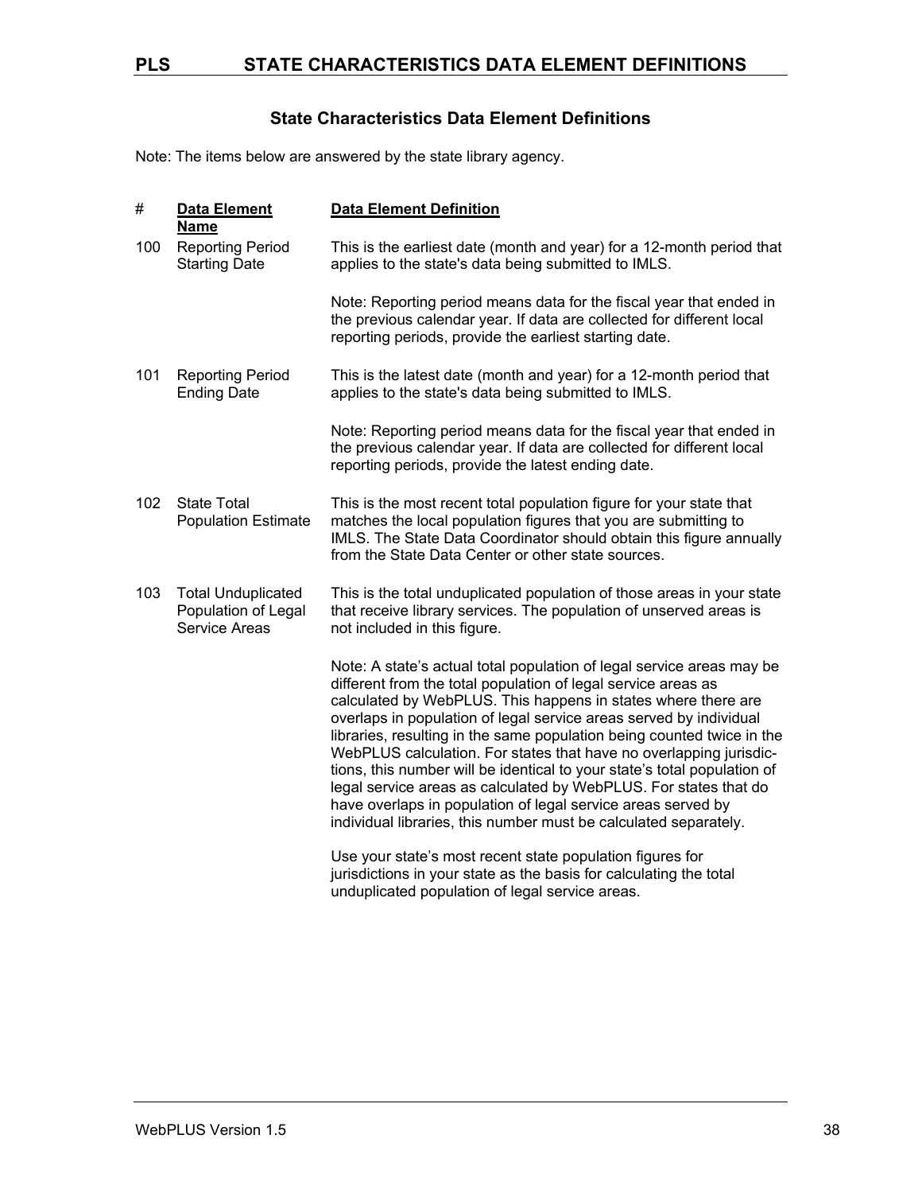## State Characteristics Data Element Definitions

Note: The items below are answered by the state library agency.

| # | Data Element Name | Data Element Definition |
| --- | --- | --- |
| 100 | Reporting Period Starting Date | This is the earliest date (month and year) for a 12-month period that applies to the state's data being submitted to IMLS.<br><br>Note: Reporting period means data for the fiscal year that ended in the previous calendar year. If data are collected for different local reporting periods, provide the earliest starting date. |
| 101 | Reporting Period Ending Date | This is the latest date (month and year) for a 12-month period that applies to the state's data being submitted to IMLS.<br><br>Note: Reporting period means data for the fiscal year that ended in the previous calendar year. If data are collected for different local reporting periods, provide the latest ending date. |
| 102 | State Total Population Estimate | This is the most recent total population figure for your state that matches the local population figures that you are submitting to IMLS. The State Data Coordinator should obtain this figure annually from the State Data Center or other state sources. |
| 103 | Total Unduplicated Population of Legal Service Areas | This is the total unduplicated population of those areas in your state that receive library services. The population of unserved areas is not included in this figure.<br><br>Note: A state's actual total population of legal service areas may be different from the total population of legal service areas as calculated by WebPLUS. This happens in states where there are overlaps in population of legal service areas served by individual libraries, resulting in the same population being counted twice in the WebPLUS calculation. For states that have no overlapping jurisdictions, this number will be identical to your state's total population of legal service areas as calculated by WebPLUS. For states that do have overlaps in population of legal service areas served by individual libraries, this number must be calculated separately.<br><br>Use your state's most recent state population figures for jurisdictions in your state as the basis for calculating the total unduplicated population of legal service areas. |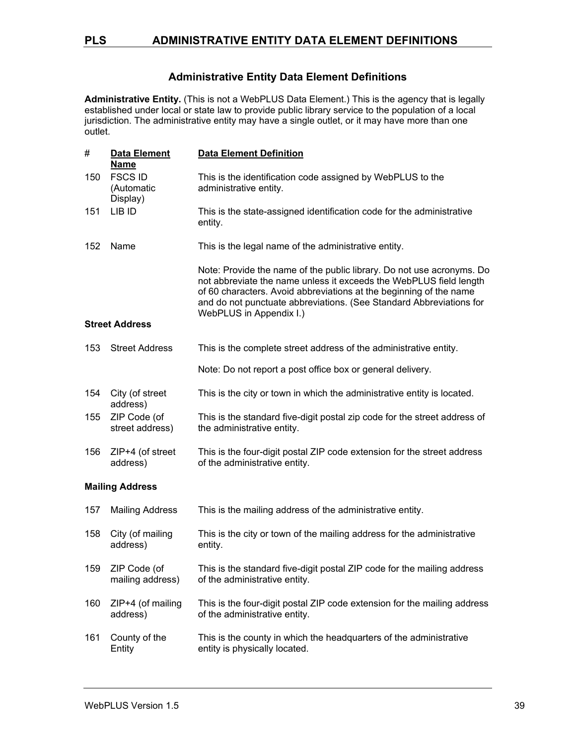## Administrative Entity Data Element Definitions

**Administrative Entity.** (This is not a WebPLUS Data Element.) This is the agency that is legally established under local or state law to provide public library service to the population of a local jurisdiction. The administrative entity may have a single outlet, or it may have more than one outlet.

| # | Data Element Name | Data Element Definition |
|---|---|---|
| 150 | FSCS ID (Automatic Display) | This is the identification code assigned by WebPLUS to the administrative entity. |
| 151 | LIB ID | This is the state-assigned identification code for the administrative entity. |
| 152 | Name | This is the legal name of the administrative entity.<br><br>Note: Provide the name of the public library. Do not use acronyms. Do not abbreviate the name unless it exceeds the WebPLUS field length of 60 characters. Avoid abbreviations at the beginning of the name and do not punctuate abbreviations. (See Standard Abbreviations for WebPLUS in Appendix I.) |
| **Street Address** | | |
| 153 | Street Address | This is the complete street address of the administrative entity.<br><br>Note: Do not report a post office box or general delivery. |
| 154 | City (of street address) | This is the city or town in which the administrative entity is located. |
| 155 | ZIP Code (of street address) | This is the standard five-digit postal zip code for the street address of the administrative entity. |
| 156 | ZIP+4 (of street address) | This is the four-digit postal ZIP code extension for the street address of the administrative entity. |
| **Mailing Address** | | |
| 157 | Mailing Address | This is the mailing address of the administrative entity. |
| 158 | City (of mailing address) | This is the city or town of the mailing address for the administrative entity. |
| 159 | ZIP Code (of mailing address) | This is the standard five-digit postal ZIP code for the mailing address of the administrative entity. |
| 160 | ZIP+4 (of mailing address) | This is the four-digit postal ZIP code extension for the mailing address of the administrative entity. |
| 161 | County of the Entity | This is the county in which the headquarters of the administrative entity is physically located. |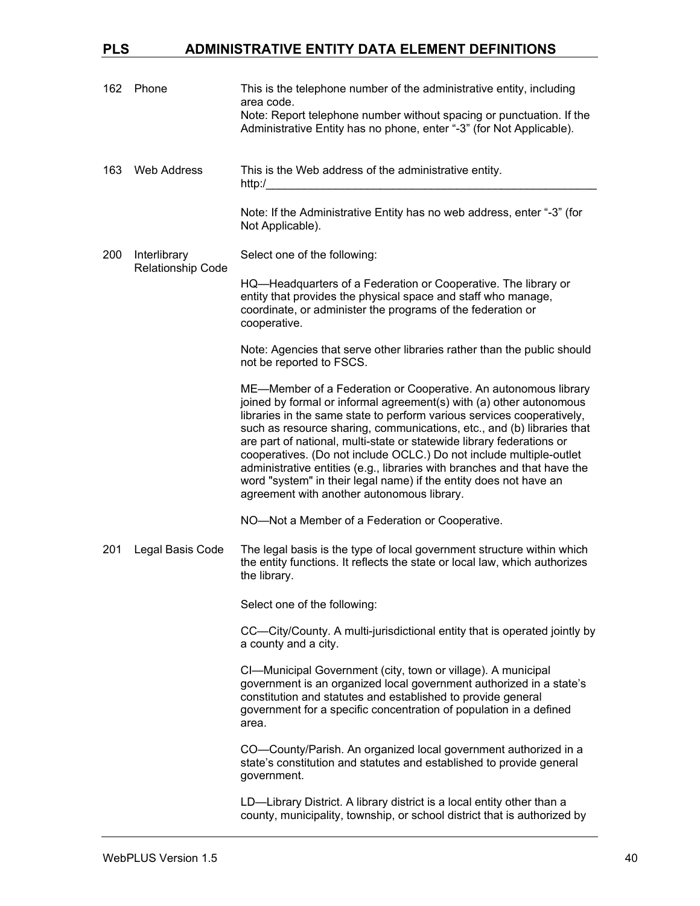| | | |
|---|---|---|
| 162 | Phone | This is the telephone number of the administrative entity, including area code.<br>Note: Report telephone number without spacing or punctuation. If the Administrative Entity has no phone, enter "-3" (for Not Applicable). |
| 163 | Web Address | This is the Web address of the administrative entity.<br>http:/______________________________________________________<br><br>Note: If the Administrative Entity has no web address, enter "-3" (for Not Applicable). |
| 200 | Interlibrary Relationship Code | Select one of the following:<br><br>HQ—Headquarters of a Federation or Cooperative. The library or entity that provides the physical space and staff who manage, coordinate, or administer the programs of the federation or cooperative.<br><br>Note: Agencies that serve other libraries rather than the public should not be reported to FSCS.<br><br>ME—Member of a Federation or Cooperative. An autonomous library joined by formal or informal agreement(s) with (a) other autonomous libraries in the same state to perform various services cooperatively, such as resource sharing, communications, etc., and (b) libraries that are part of national, multi-state or statewide library federations or cooperatives. (Do not include OCLC.) Do not include multiple-outlet administrative entities (e.g., libraries with branches and that have the word "system" in their legal name) if the entity does not have an agreement with another autonomous library.<br><br>NO—Not a Member of a Federation or Cooperative. |
| 201 | Legal Basis Code | The legal basis is the type of local government structure within which the entity functions. It reflects the state or local law, which authorizes the library.<br><br>Select one of the following:<br><br>CC—City/County. A multi-jurisdictional entity that is operated jointly by a county and a city.<br><br>CI—Municipal Government (city, town or village). A municipal government is an organized local government authorized in a state's constitution and statutes and established to provide general government for a specific concentration of population in a defined area.<br><br>CO—County/Parish. An organized local government authorized in a state's constitution and statutes and established to provide general government.<br><br>LD—Library District. A library district is a local entity other than a county, municipality, township, or school district that is authorized by |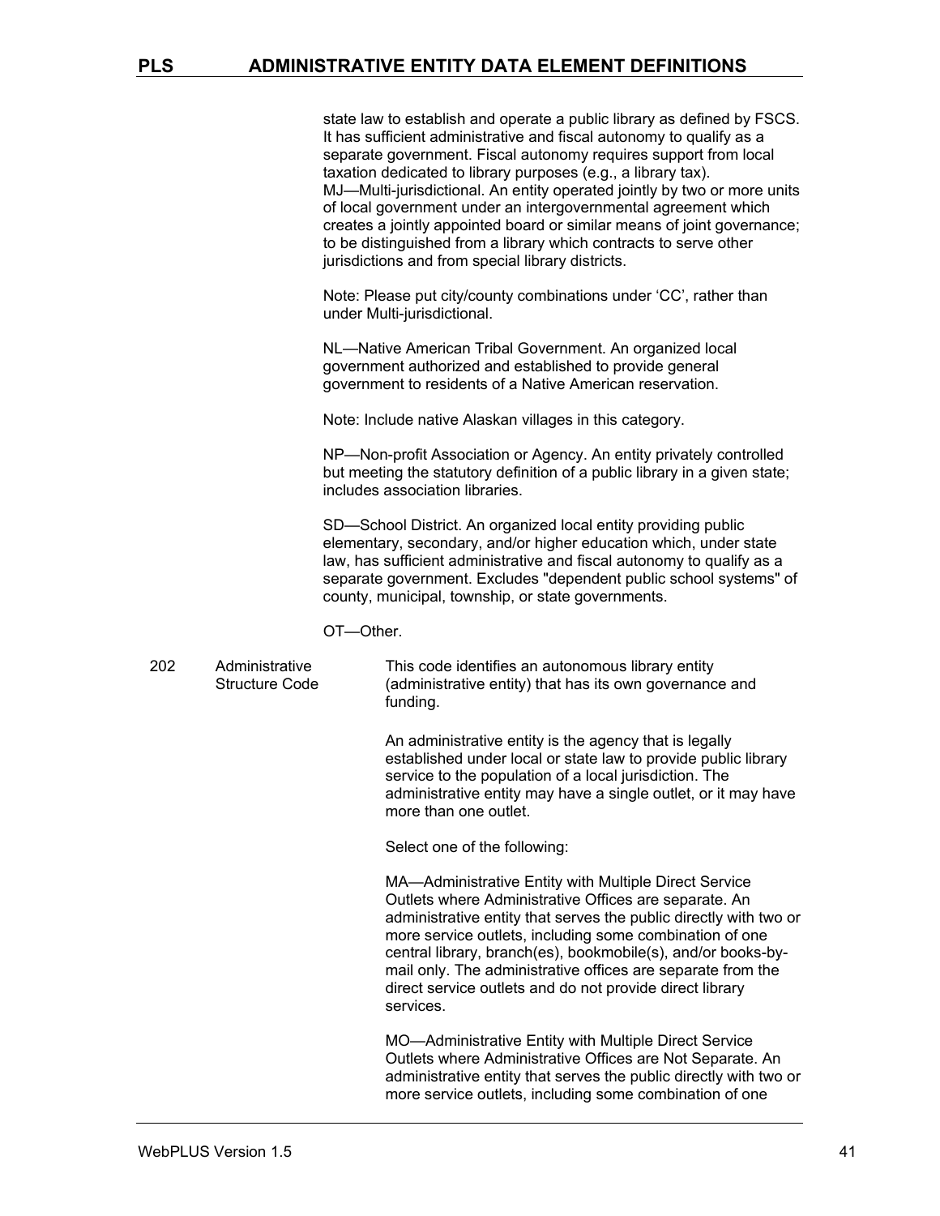state law to establish and operate a public library as defined by FSCS. It has sufficient administrative and fiscal autonomy to qualify as a separate government. Fiscal autonomy requires support from local taxation dedicated to library purposes (e.g., a library tax).
MJ—Multi-jurisdictional. An entity operated jointly by two or more units of local government under an intergovernmental agreement which creates a jointly appointed board or similar means of joint governance; to be distinguished from a library which contracts to serve other jurisdictions and from special library districts.

Note: Please put city/county combinations under 'CC', rather than under Multi-jurisdictional.

NL—Native American Tribal Government. An organized local government authorized and established to provide general government to residents of a Native American reservation.

Note: Include native Alaskan villages in this category.

NP—Non-profit Association or Agency. An entity privately controlled but meeting the statutory definition of a public library in a given state; includes association libraries.

SD—School District. An organized local entity providing public elementary, secondary, and/or higher education which, under state law, has sufficient administrative and fiscal autonomy to qualify as a separate government. Excludes "dependent public school systems" of county, municipal, township, or state governments.

OT—Other.

| | | |
|---|---|---|
| 202 | Administrative Structure Code | This code identifies an autonomous library entity (administrative entity) that has its own governance and funding.<br><br>An administrative entity is the agency that is legally established under local or state law to provide public library service to the population of a local jurisdiction. The administrative entity may have a single outlet, or it may have more than one outlet.<br><br>Select one of the following:<br><br>MA—Administrative Entity with Multiple Direct Service Outlets where Administrative Offices are separate. An administrative entity that serves the public directly with two or more service outlets, including some combination of one central library, branch(es), bookmobile(s), and/or books-by-mail only. The administrative offices are separate from the direct service outlets and do not provide direct library services.<br><br>MO—Administrative Entity with Multiple Direct Service Outlets where Administrative Offices are Not Separate. An administrative entity that serves the public directly with two or more service outlets, including some combination of one |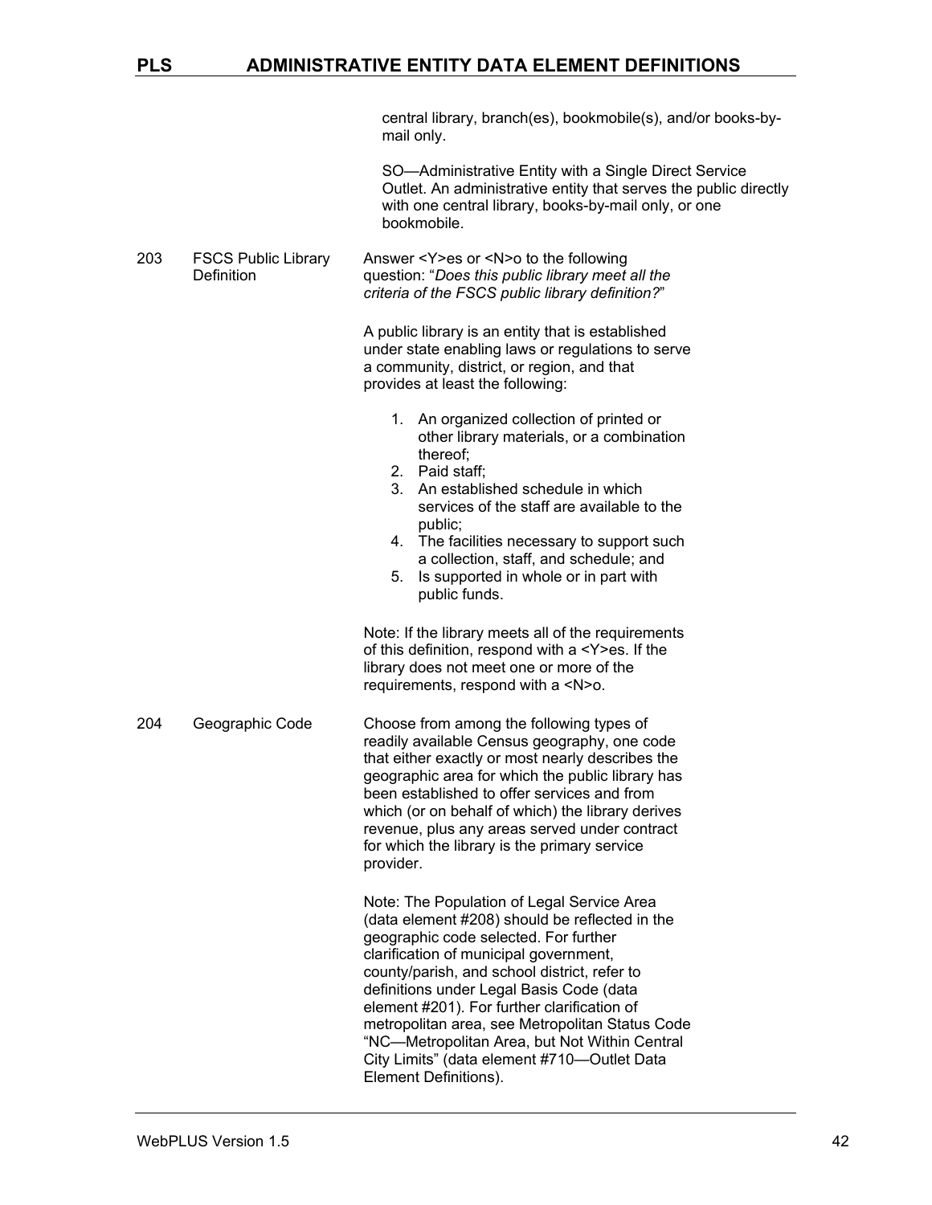central library, branch(es), bookmobile(s), and/or books-by-mail only.

SO—Administrative Entity with a Single Direct Service Outlet. An administrative entity that serves the public directly with one central library, books-by-mail only, or one bookmobile.

| | | |
|---|---|---|
| 203 | FSCS Public Library Definition | Answer <Y>es or <N>o to the following question: "*Does this public library meet all the criteria of the FSCS public library definition?*" |

A public library is an entity that is established under state enabling laws or regulations to serve a community, district, or region, and that provides at least the following:

1. An organized collection of printed or other library materials, or a combination thereof;
2. Paid staff;
3. An established schedule in which services of the staff are available to the public;
4. The facilities necessary to support such a collection, staff, and schedule; and
5. Is supported in whole or in part with public funds.

Note: If the library meets all of the requirements of this definition, respond with a <Y>es. If the library does not meet one or more of the requirements, respond with a <N>o.

| | | |
|---|---|---|
| 204 | Geographic Code | Choose from among the following types of readily available Census geography, one code that either exactly or most nearly describes the geographic area for which the public library has been established to offer services and from which (or on behalf of which) the library derives revenue, plus any areas served under contract for which the library is the primary service provider. |

Note: The Population of Legal Service Area (data element #208) should be reflected in the geographic code selected. For further clarification of municipal government, county/parish, and school district, refer to definitions under Legal Basis Code (data element #201). For further clarification of metropolitan area, see Metropolitan Status Code "NC—Metropolitan Area, but Not Within Central City Limits" (data element #710—Outlet Data Element Definitions).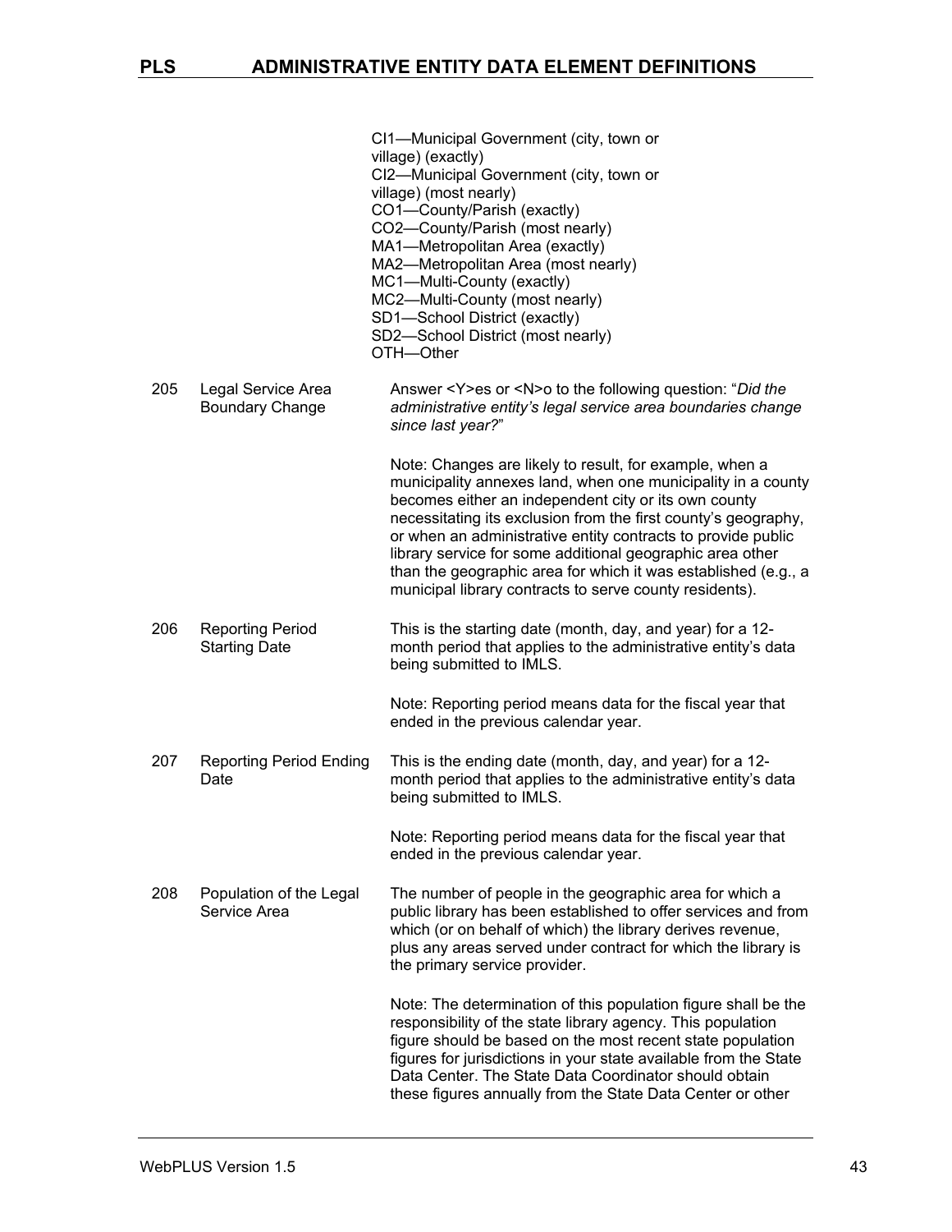| | | |
|---|---|---|
| | | CI1—Municipal Government (city, town or village) (exactly)<br>CI2—Municipal Government (city, town or village) (most nearly)<br>CO1—County/Parish (exactly)<br>CO2—County/Parish (most nearly)<br>MA1—Metropolitan Area (exactly)<br>MA2—Metropolitan Area (most nearly)<br>MC1—Multi-County (exactly)<br>MC2—Multi-County (most nearly)<br>SD1—School District (exactly)<br>SD2—School District (most nearly)<br>OTH—Other |
| 205 | Legal Service Area Boundary Change | Answer <Y>es or <N>o to the following question: "*Did the administrative entity's legal service area boundaries change since last year?*"<br><br>Note: Changes are likely to result, for example, when a municipality annexes land, when one municipality in a county becomes either an independent city or its own county necessitating its exclusion from the first county's geography, or when an administrative entity contracts to provide public library service for some additional geographic area other than the geographic area for which it was established (e.g., a municipal library contracts to serve county residents). |
| 206 | Reporting Period Starting Date | This is the starting date (month, day, and year) for a 12-month period that applies to the administrative entity's data being submitted to IMLS.<br><br>Note: Reporting period means data for the fiscal year that ended in the previous calendar year. |
| 207 | Reporting Period Ending Date | This is the ending date (month, day, and year) for a 12-month period that applies to the administrative entity's data being submitted to IMLS.<br><br>Note: Reporting period means data for the fiscal year that ended in the previous calendar year. |
| 208 | Population of the Legal Service Area | The number of people in the geographic area for which a public library has been established to offer services and from which (or on behalf of which) the library derives revenue, plus any areas served under contract for which the library is the primary service provider.<br><br>Note: The determination of this population figure shall be the responsibility of the state library agency. This population figure should be based on the most recent state population figures for jurisdictions in your state available from the State Data Center. The State Data Coordinator should obtain these figures annually from the State Data Center or other |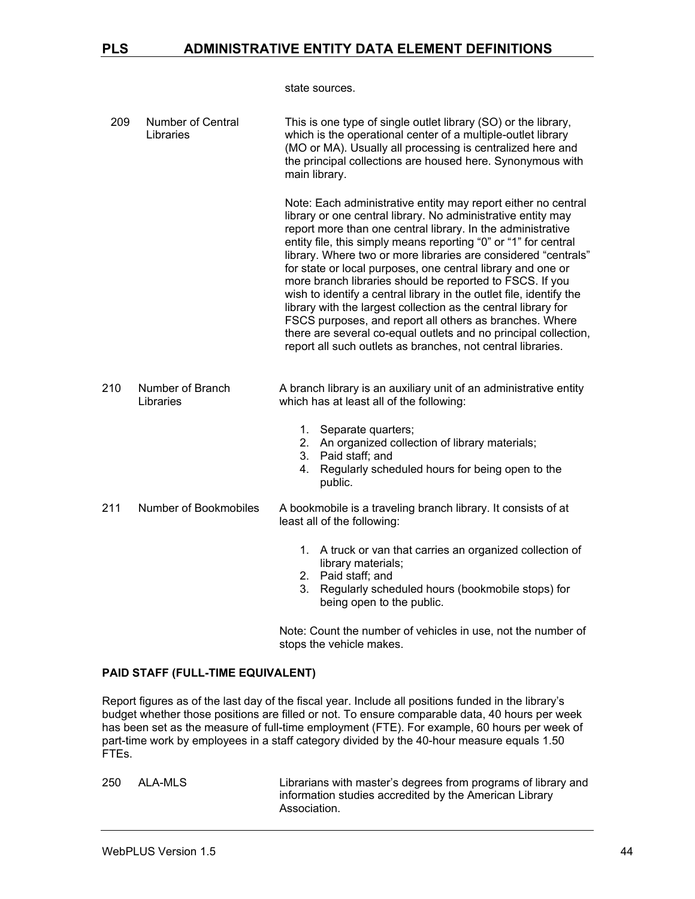state sources.

| | | |
|---|---|---|
| 209 | Number of Central Libraries | This is one type of single outlet library (SO) or the library, which is the operational center of a multiple-outlet library (MO or MA). Usually all processing is centralized here and the principal collections are housed here. Synonymous with main library.<br><br>Note: Each administrative entity may report either no central library or one central library. No administrative entity may report more than one central library. In the administrative entity file, this simply means reporting "0" or "1" for central library. Where two or more libraries are considered "centrals" for state or local purposes, one central library and one or more branch libraries should be reported to FSCS. If you wish to identify a central library in the outlet file, identify the library with the largest collection as the central library for FSCS purposes, and report all others as branches. Where there are several co-equal outlets and no principal collection, report all such outlets as branches, not central libraries. |
| 210 | Number of Branch Libraries | A branch library is an auxiliary unit of an administrative entity which has at least all of the following:<br><br>1. Separate quarters;<br>2. An organized collection of library materials;<br>3. Paid staff; and<br>4. Regularly scheduled hours for being open to the public. |
| 211 | Number of Bookmobiles | A bookmobile is a traveling branch library. It consists of at least all of the following:<br><br>1. A truck or van that carries an organized collection of library materials;<br>2. Paid staff; and<br>3. Regularly scheduled hours (bookmobile stops) for being open to the public.<br><br>Note: Count the number of vehicles in use, not the number of stops the vehicle makes. |

**PAID STAFF (FULL-TIME EQUIVALENT)**

Report figures as of the last day of the fiscal year. Include all positions funded in the library's budget whether those positions are filled or not. To ensure comparable data, 40 hours per week has been set as the measure of full-time employment (FTE). For example, 60 hours per week of part-time work by employees in a staff category divided by the 40-hour measure equals 1.50 FTEs.

| | | |
|---|---|---|
| 250 | ALA-MLS | Librarians with master's degrees from programs of library and information studies accredited by the American Library Association. |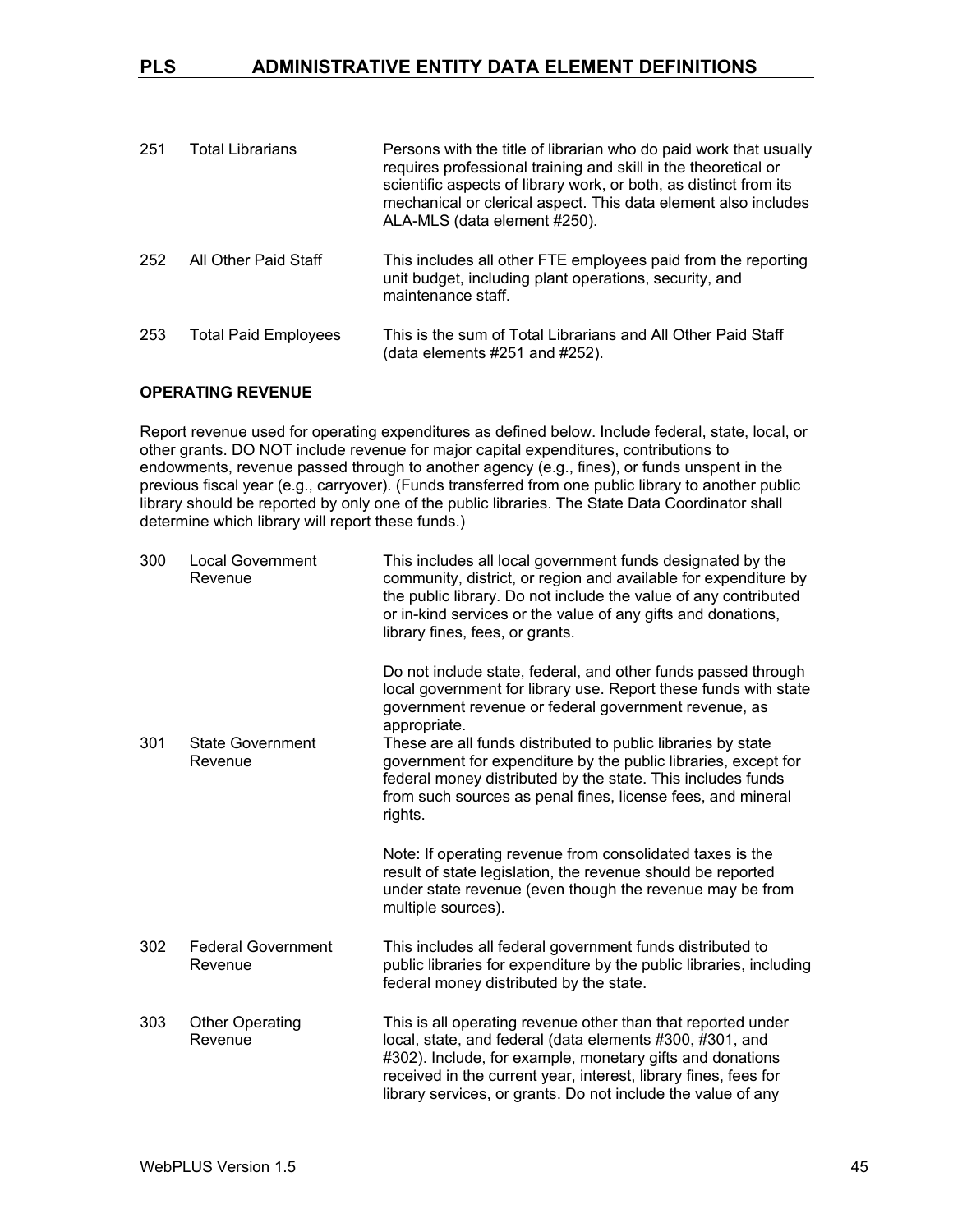| | | |
|---|---|---|
| 251 | Total Librarians | Persons with the title of librarian who do paid work that usually requires professional training and skill in the theoretical or scientific aspects of library work, or both, as distinct from its mechanical or clerical aspect. This data element also includes ALA-MLS (data element #250). |
| 252 | All Other Paid Staff | This includes all other FTE employees paid from the reporting unit budget, including plant operations, security, and maintenance staff. |
| 253 | Total Paid Employees | This is the sum of Total Librarians and All Other Paid Staff (data elements #251 and #252). |

**OPERATING REVENUE**

Report revenue used for operating expenditures as defined below. Include federal, state, local, or other grants. DO NOT include revenue for major capital expenditures, contributions to endowments, revenue passed through to another agency (e.g., fines), or funds unspent in the previous fiscal year (e.g., carryover). (Funds transferred from one public library to another public library should be reported by only one of the public libraries. The State Data Coordinator shall determine which library will report these funds.)

| | | |
|---|---|---|
| 300 | Local Government Revenue | This includes all local government funds designated by the community, district, or region and available for expenditure by the public library. Do not include the value of any contributed or in-kind services or the value of any gifts and donations, library fines, fees, or grants.<br><br>Do not include state, federal, and other funds passed through local government for library use. Report these funds with state government revenue or federal government revenue, as appropriate. |
| 301 | State Government Revenue | These are all funds distributed to public libraries by state government for expenditure by the public libraries, except for federal money distributed by the state. This includes funds from such sources as penal fines, license fees, and mineral rights.<br><br>Note: If operating revenue from consolidated taxes is the result of state legislation, the revenue should be reported under state revenue (even though the revenue may be from multiple sources). |
| 302 | Federal Government Revenue | This includes all federal government funds distributed to public libraries for expenditure by the public libraries, including federal money distributed by the state. |
| 303 | Other Operating Revenue | This is all operating revenue other than that reported under local, state, and federal (data elements #300, #301, and #302). Include, for example, monetary gifts and donations received in the current year, interest, library fines, fees for library services, or grants. Do not include the value of any |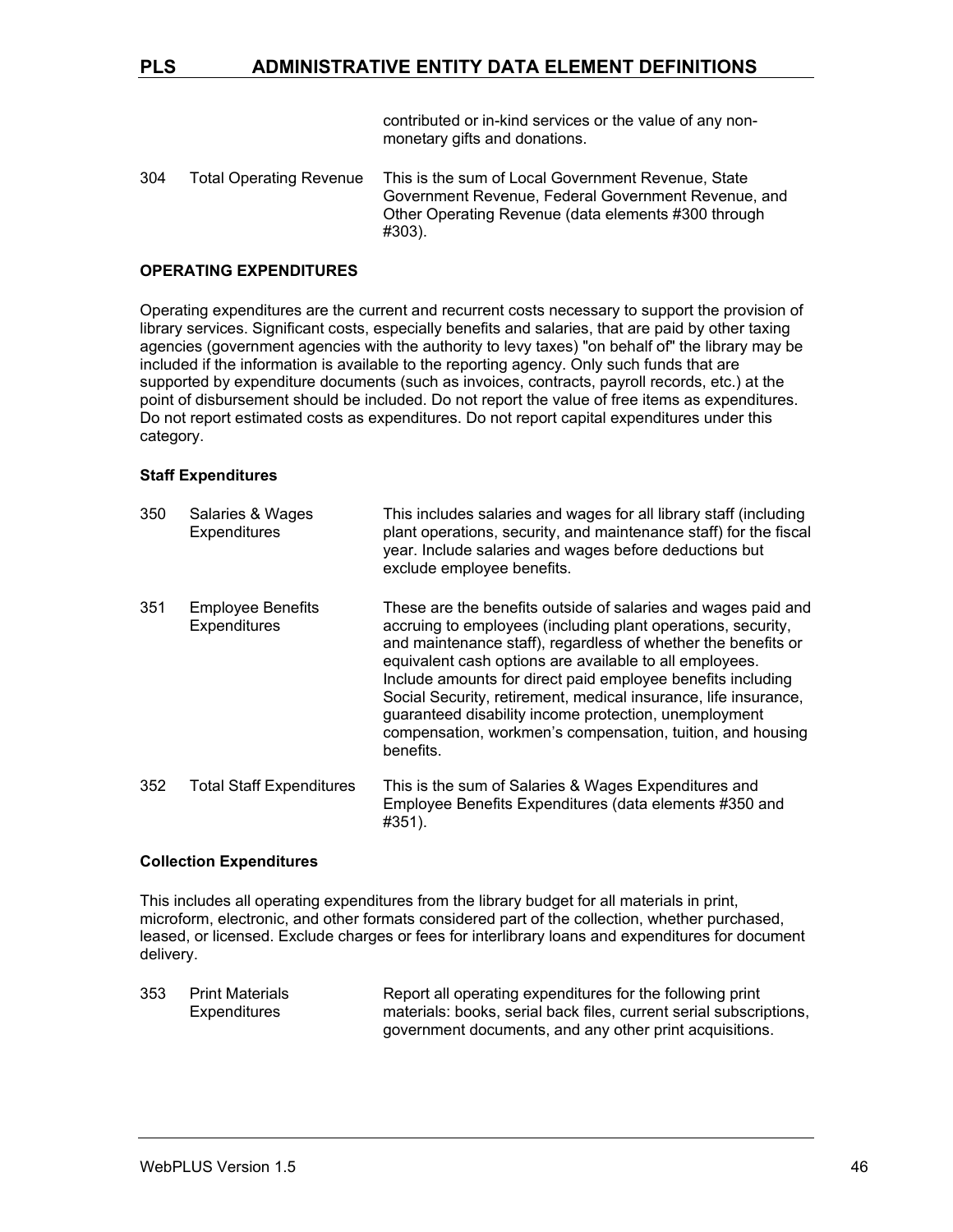contributed or in-kind services or the value of any non-monetary gifts and donations.

| | | |
|---|---|---|
| 304 | Total Operating Revenue | This is the sum of Local Government Revenue, State Government Revenue, Federal Government Revenue, and Other Operating Revenue (data elements #300 through #303). |

**OPERATING EXPENDITURES**

Operating expenditures are the current and recurrent costs necessary to support the provision of library services. Significant costs, especially benefits and salaries, that are paid by other taxing agencies (government agencies with the authority to levy taxes) "on behalf of" the library may be included if the information is available to the reporting agency. Only such funds that are supported by expenditure documents (such as invoices, contracts, payroll records, etc.) at the point of disbursement should be included. Do not report the value of free items as expenditures. Do not report estimated costs as expenditures. Do not report capital expenditures under this category.

**Staff Expenditures**

| | | |
|---|---|---|
| 350 | Salaries & Wages Expenditures | This includes salaries and wages for all library staff (including plant operations, security, and maintenance staff) for the fiscal year. Include salaries and wages before deductions but exclude employee benefits. |
| 351 | Employee Benefits Expenditures | These are the benefits outside of salaries and wages paid and accruing to employees (including plant operations, security, and maintenance staff), regardless of whether the benefits or equivalent cash options are available to all employees. Include amounts for direct paid employee benefits including Social Security, retirement, medical insurance, life insurance, guaranteed disability income protection, unemployment compensation, workmen's compensation, tuition, and housing benefits. |
| 352 | Total Staff Expenditures | This is the sum of Salaries & Wages Expenditures and Employee Benefits Expenditures (data elements #350 and #351). |

**Collection Expenditures**

This includes all operating expenditures from the library budget for all materials in print, microform, electronic, and other formats considered part of the collection, whether purchased, leased, or licensed. Exclude charges or fees for interlibrary loans and expenditures for document delivery.

| | | |
|---|---|---|
| 353 | Print Materials Expenditures | Report all operating expenditures for the following print materials: books, serial back files, current serial subscriptions, government documents, and any other print acquisitions. |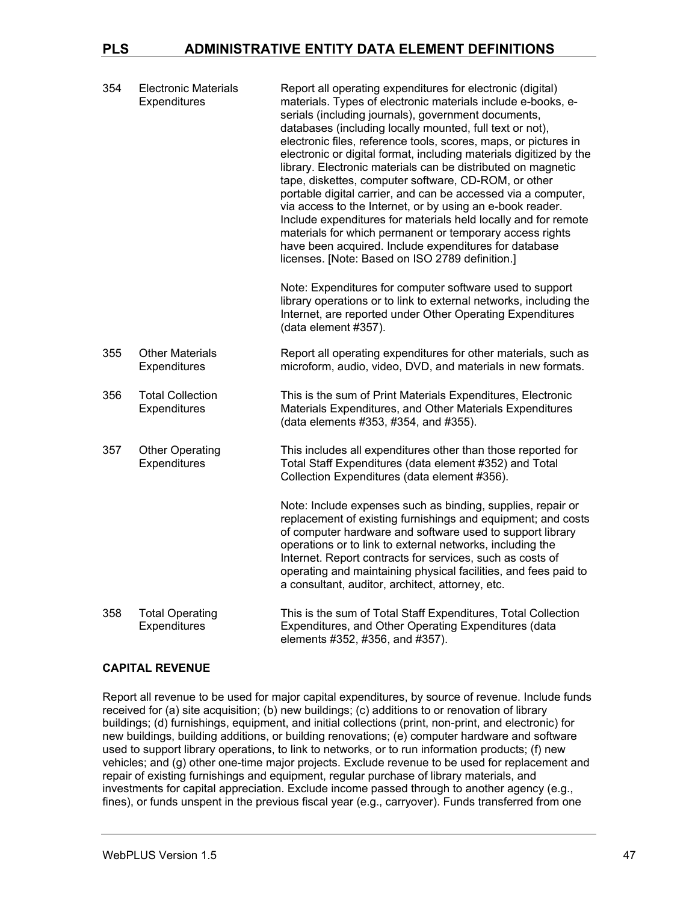| | | |
|---|---|---|
| 354 | Electronic Materials Expenditures | Report all operating expenditures for electronic (digital) materials. Types of electronic materials include e-books, e-serials (including journals), government documents, databases (including locally mounted, full text or not), electronic files, reference tools, scores, maps, or pictures in electronic or digital format, including materials digitized by the library. Electronic materials can be distributed on magnetic tape, diskettes, computer software, CD-ROM, or other portable digital carrier, and can be accessed via a computer, via access to the Internet, or by using an e-book reader. Include expenditures for materials held locally and for remote materials for which permanent or temporary access rights have been acquired. Include expenditures for database licenses. [Note: Based on ISO 2789 definition.]<br><br>Note: Expenditures for computer software used to support library operations or to link to external networks, including the Internet, are reported under Other Operating Expenditures (data element #357). |
| 355 | Other Materials Expenditures | Report all operating expenditures for other materials, such as microform, audio, video, DVD, and materials in new formats. |
| 356 | Total Collection Expenditures | This is the sum of Print Materials Expenditures, Electronic Materials Expenditures, and Other Materials Expenditures (data elements #353, #354, and #355). |
| 357 | Other Operating Expenditures | This includes all expenditures other than those reported for Total Staff Expenditures (data element #352) and Total Collection Expenditures (data element #356).<br><br>Note: Include expenses such as binding, supplies, repair or replacement of existing furnishings and equipment; and costs of computer hardware and software used to support library operations or to link to external networks, including the Internet. Report contracts for services, such as costs of operating and maintaining physical facilities, and fees paid to a consultant, auditor, architect, attorney, etc. |
| 358 | Total Operating Expenditures | This is the sum of Total Staff Expenditures, Total Collection Expenditures, and Other Operating Expenditures (data elements #352, #356, and #357). |

**CAPITAL REVENUE**

Report all revenue to be used for major capital expenditures, by source of revenue. Include funds received for (a) site acquisition; (b) new buildings; (c) additions to or renovation of library buildings; (d) furnishings, equipment, and initial collections (print, non-print, and electronic) for new buildings, building additions, or building renovations; (e) computer hardware and software used to support library operations, to link to networks, or to run information products; (f) new vehicles; and (g) other one-time major projects. Exclude revenue to be used for replacement and repair of existing furnishings and equipment, regular purchase of library materials, and investments for capital appreciation. Exclude income passed through to another agency (e.g., fines), or funds unspent in the previous fiscal year (e.g., carryover). Funds transferred from one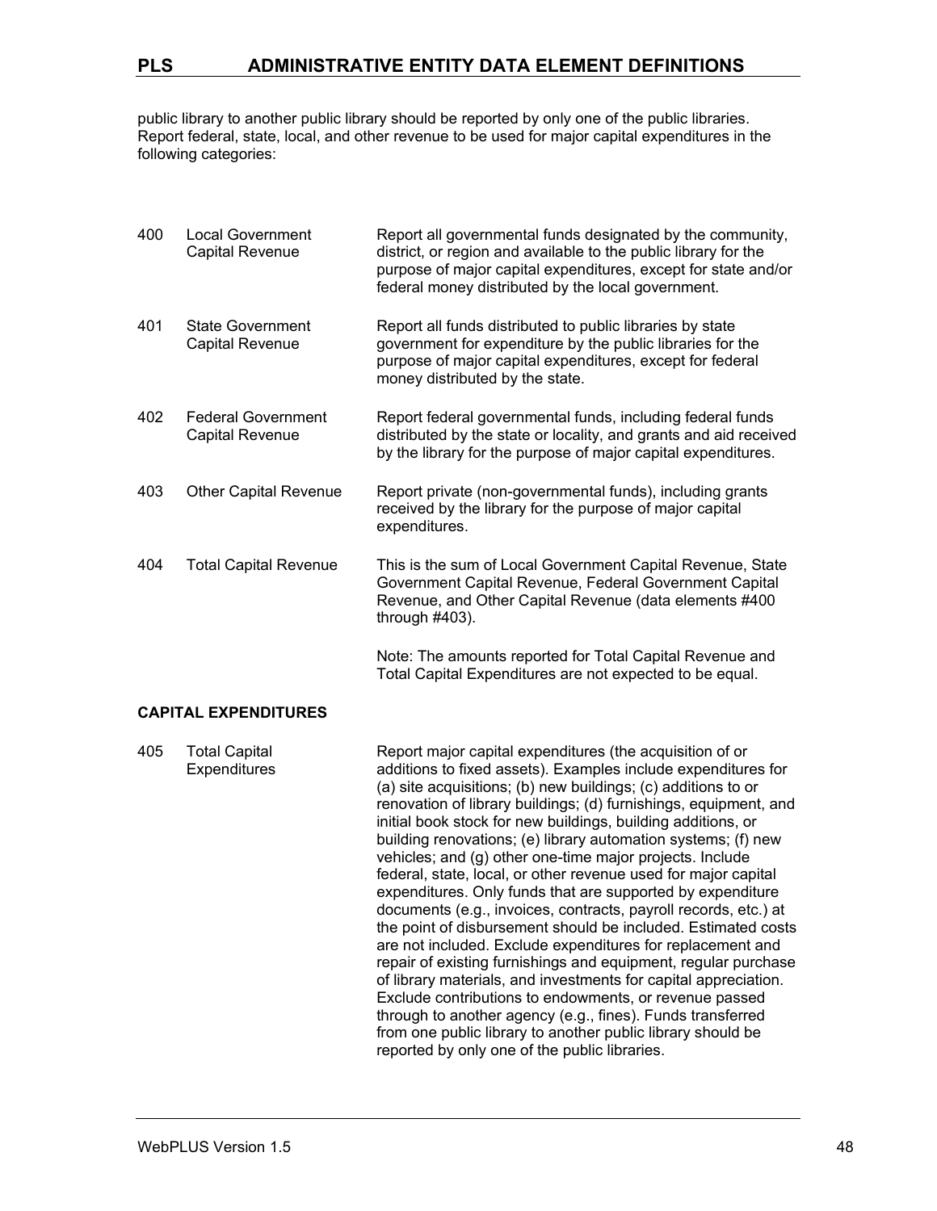public library to another public library should be reported by only one of the public libraries. Report federal, state, local, and other revenue to be used for major capital expenditures in the following categories:

| | | |
|---|---|---|
| 400 | Local Government Capital Revenue | Report all governmental funds designated by the community, district, or region and available to the public library for the purpose of major capital expenditures, except for state and/or federal money distributed by the local government. |
| 401 | State Government Capital Revenue | Report all funds distributed to public libraries by state government for expenditure by the public libraries for the purpose of major capital expenditures, except for federal money distributed by the state. |
| 402 | Federal Government Capital Revenue | Report federal governmental funds, including federal funds distributed by the state or locality, and grants and aid received by the library for the purpose of major capital expenditures. |
| 403 | Other Capital Revenue | Report private (non-governmental funds), including grants received by the library for the purpose of major capital expenditures. |
| 404 | Total Capital Revenue | This is the sum of Local Government Capital Revenue, State Government Capital Revenue, Federal Government Capital Revenue, and Other Capital Revenue (data elements #400 through #403).<br><br>Note: The amounts reported for Total Capital Revenue and Total Capital Expenditures are not expected to be equal. |

### CAPITAL EXPENDITURES

| | | |
|---|---|---|
| 405 | Total Capital Expenditures | Report major capital expenditures (the acquisition of or additions to fixed assets). Examples include expenditures for (a) site acquisitions; (b) new buildings; (c) additions to or renovation of library buildings; (d) furnishings, equipment, and initial book stock for new buildings, building additions, or building renovations; (e) library automation systems; (f) new vehicles; and (g) other one-time major projects. Include federal, state, local, or other revenue used for major capital expenditures. Only funds that are supported by expenditure documents (e.g., invoices, contracts, payroll records, etc.) at the point of disbursement should be included. Estimated costs are not included. Exclude expenditures for replacement and repair of existing furnishings and equipment, regular purchase of library materials, and investments for capital appreciation. Exclude contributions to endowments, or revenue passed through to another agency (e.g., fines). Funds transferred from one public library to another public library should be reported by only one of the public libraries. |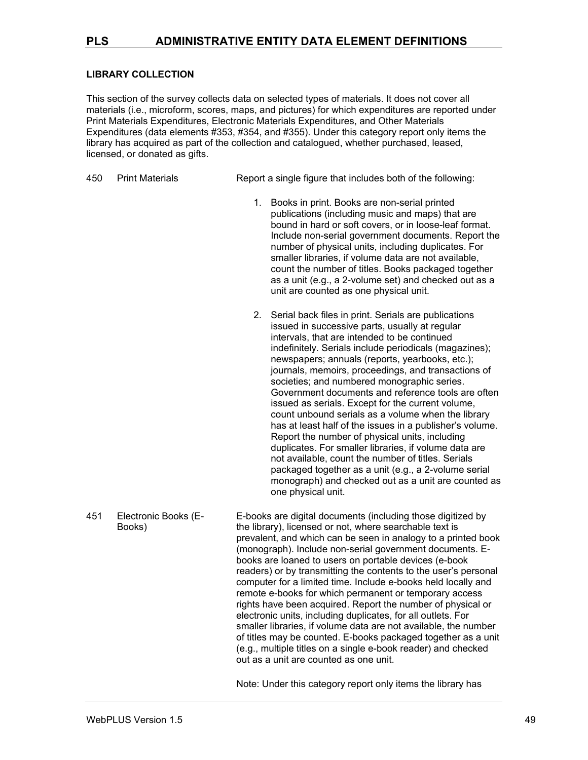### LIBRARY COLLECTION

This section of the survey collects data on selected types of materials. It does not cover all materials (i.e., microform, scores, maps, and pictures) for which expenditures are reported under Print Materials Expenditures, Electronic Materials Expenditures, and Other Materials Expenditures (data elements #353, #354, and #355). Under this category report only items the library has acquired as part of the collection and catalogued, whether purchased, leased, licensed, or donated as gifts.

**450 Print Materials**

Report a single figure that includes both of the following:

1. Books in print. Books are non-serial printed publications (including music and maps) that are bound in hard or soft covers, or in loose-leaf format. Include non-serial government documents. Report the number of physical units, including duplicates. For smaller libraries, if volume data are not available, count the number of titles. Books packaged together as a unit (e.g., a 2-volume set) and checked out as a unit are counted as one physical unit.

2. Serial back files in print. Serials are publications issued in successive parts, usually at regular intervals, that are intended to be continued indefinitely. Serials include periodicals (magazines); newspapers; annuals (reports, yearbooks, etc.); journals, memoirs, proceedings, and transactions of societies; and numbered monographic series. Government documents and reference tools are often issued as serials. Except for the current volume, count unbound serials as a volume when the library has at least half of the issues in a publisher's volume. Report the number of physical units, including duplicates. For smaller libraries, if volume data are not available, count the number of titles. Serials packaged together as a unit (e.g., a 2-volume serial monograph) and checked out as a unit are counted as one physical unit.

**451 Electronic Books (E-Books)**

E-books are digital documents (including those digitized by the library), licensed or not, where searchable text is prevalent, and which can be seen in analogy to a printed book (monograph). Include non-serial government documents. E-books are loaned to users on portable devices (e-book readers) or by transmitting the contents to the user's personal computer for a limited time. Include e-books held locally and remote e-books for which permanent or temporary access rights have been acquired. Report the number of physical or electronic units, including duplicates, for all outlets. For smaller libraries, if volume data are not available, the number of titles may be counted. E-books packaged together as a unit (e.g., multiple titles on a single e-book reader) and checked out as a unit are counted as one unit.

Note: Under this category report only items the library has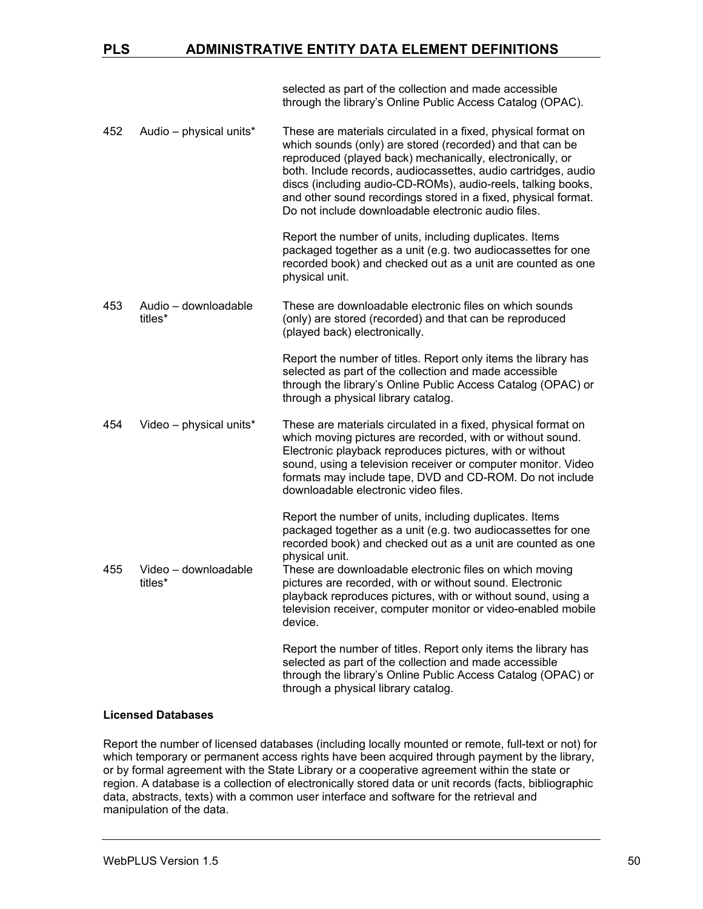| | | |
|---|---|---|
| | | selected as part of the collection and made accessible through the library's Online Public Access Catalog (OPAC). |
| 452 | Audio – physical units* | These are materials circulated in a fixed, physical format on which sounds (only) are stored (recorded) and that can be reproduced (played back) mechanically, electronically, or both. Include records, audiocassettes, audio cartridges, audio discs (including audio-CD-ROMs), audio-reels, talking books, and other sound recordings stored in a fixed, physical format. Do not include downloadable electronic audio files.<br><br>Report the number of units, including duplicates. Items packaged together as a unit (e.g. two audiocassettes for one recorded book) and checked out as a unit are counted as one physical unit. |
| 453 | Audio – downloadable titles* | These are downloadable electronic files on which sounds (only) are stored (recorded) and that can be reproduced (played back) electronically.<br><br>Report the number of titles. Report only items the library has selected as part of the collection and made accessible through the library's Online Public Access Catalog (OPAC) or through a physical library catalog. |
| 454 | Video – physical units* | These are materials circulated in a fixed, physical format on which moving pictures are recorded, with or without sound. Electronic playback reproduces pictures, with or without sound, using a television receiver or computer monitor. Video formats may include tape, DVD and CD-ROM. Do not include downloadable electronic video files.<br><br>Report the number of units, including duplicates. Items packaged together as a unit (e.g. two audiocassettes for one recorded book) and checked out as a unit are counted as one physical unit. |
| 455 | Video – downloadable titles* | These are downloadable electronic files on which moving pictures are recorded, with or without sound. Electronic playback reproduces pictures, with or without sound, using a television receiver, computer monitor or video-enabled mobile device.<br><br>Report the number of titles. Report only items the library has selected as part of the collection and made accessible through the library's Online Public Access Catalog (OPAC) or through a physical library catalog. |

**Licensed Databases**

Report the number of licensed databases (including locally mounted or remote, full-text or not) for which temporary or permanent access rights have been acquired through payment by the library, or by formal agreement with the State Library or a cooperative agreement within the state or region. A database is a collection of electronically stored data or unit records (facts, bibliographic data, abstracts, texts) with a common user interface and software for the retrieval and manipulation of the data.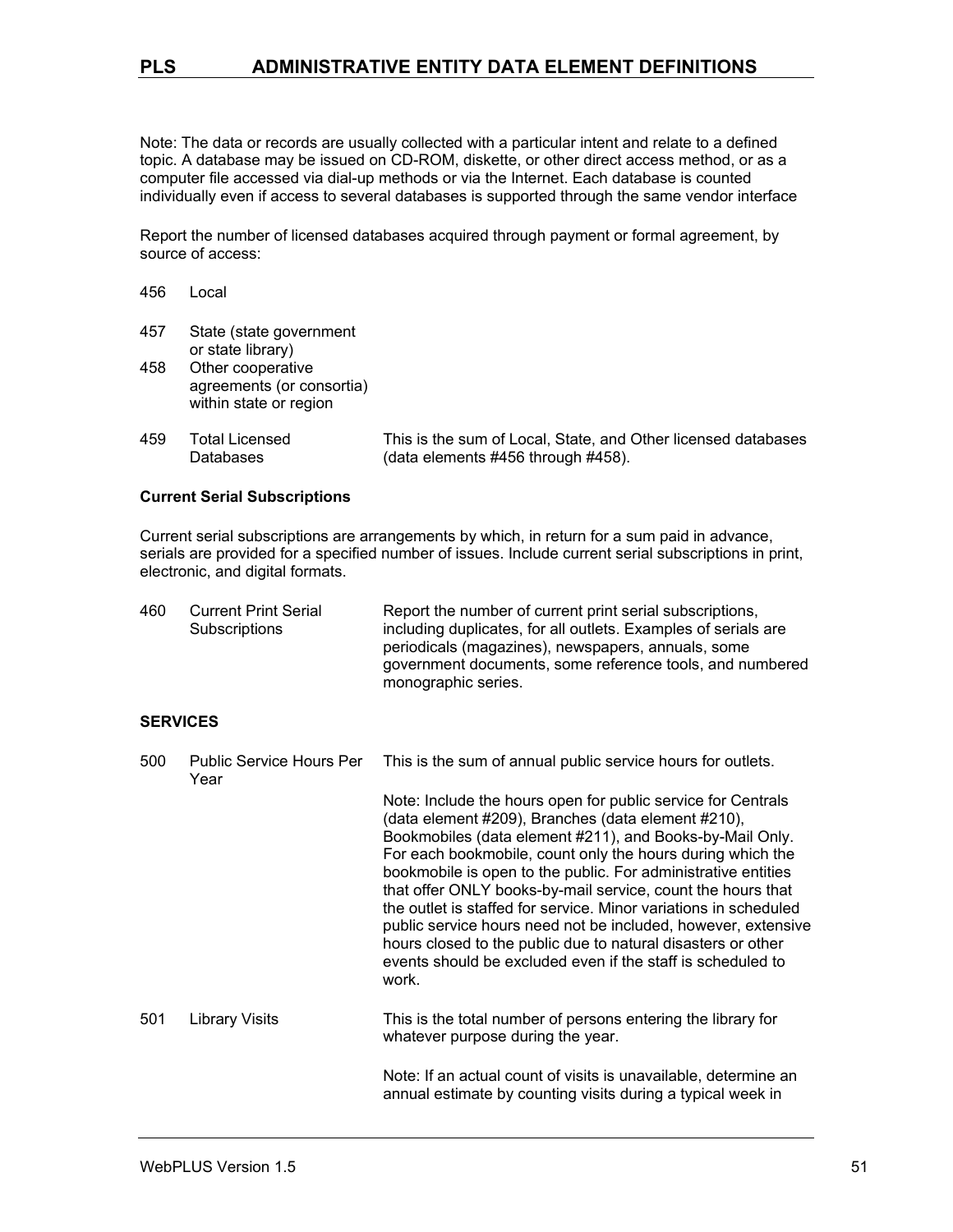Note: The data or records are usually collected with a particular intent and relate to a defined topic. A database may be issued on CD-ROM, diskette, or other direct access method, or as a computer file accessed via dial-up methods or via the Internet. Each database is counted individually even if access to several databases is supported through the same vendor interface

Report the number of licensed databases acquired through payment or formal agreement, by source of access:

| | | |
|---|---|---|
| 456 | Local | |
| 457 | State (state government or state library) | |
| 458 | Other cooperative agreements (or consortia) within state or region | |
| 459 | Total Licensed Databases | This is the sum of Local, State, and Other licensed databases (data elements #456 through #458). |

**Current Serial Subscriptions**

Current serial subscriptions are arrangements by which, in return for a sum paid in advance, serials are provided for a specified number of issues. Include current serial subscriptions in print, electronic, and digital formats.

| | | |
|---|---|---|
| 460 | Current Print Serial Subscriptions | Report the number of current print serial subscriptions, including duplicates, for all outlets. Examples of serials are periodicals (magazines), newspapers, annuals, some government documents, some reference tools, and numbered monographic series. |

**SERVICES**

| | | |
|---|---|---|
| 500 | Public Service Hours Per Year | This is the sum of annual public service hours for outlets.<br><br>Note: Include the hours open for public service for Centrals (data element #209), Branches (data element #210), Bookmobiles (data element #211), and Books-by-Mail Only. For each bookmobile, count only the hours during which the bookmobile is open to the public. For administrative entities that offer ONLY books-by-mail service, count the hours that the outlet is staffed for service. Minor variations in scheduled public service hours need not be included, however, extensive hours closed to the public due to natural disasters or other events should be excluded even if the staff is scheduled to work. |
| 501 | Library Visits | This is the total number of persons entering the library for whatever purpose during the year.<br><br>Note: If an actual count of visits is unavailable, determine an annual estimate by counting visits during a typical week in |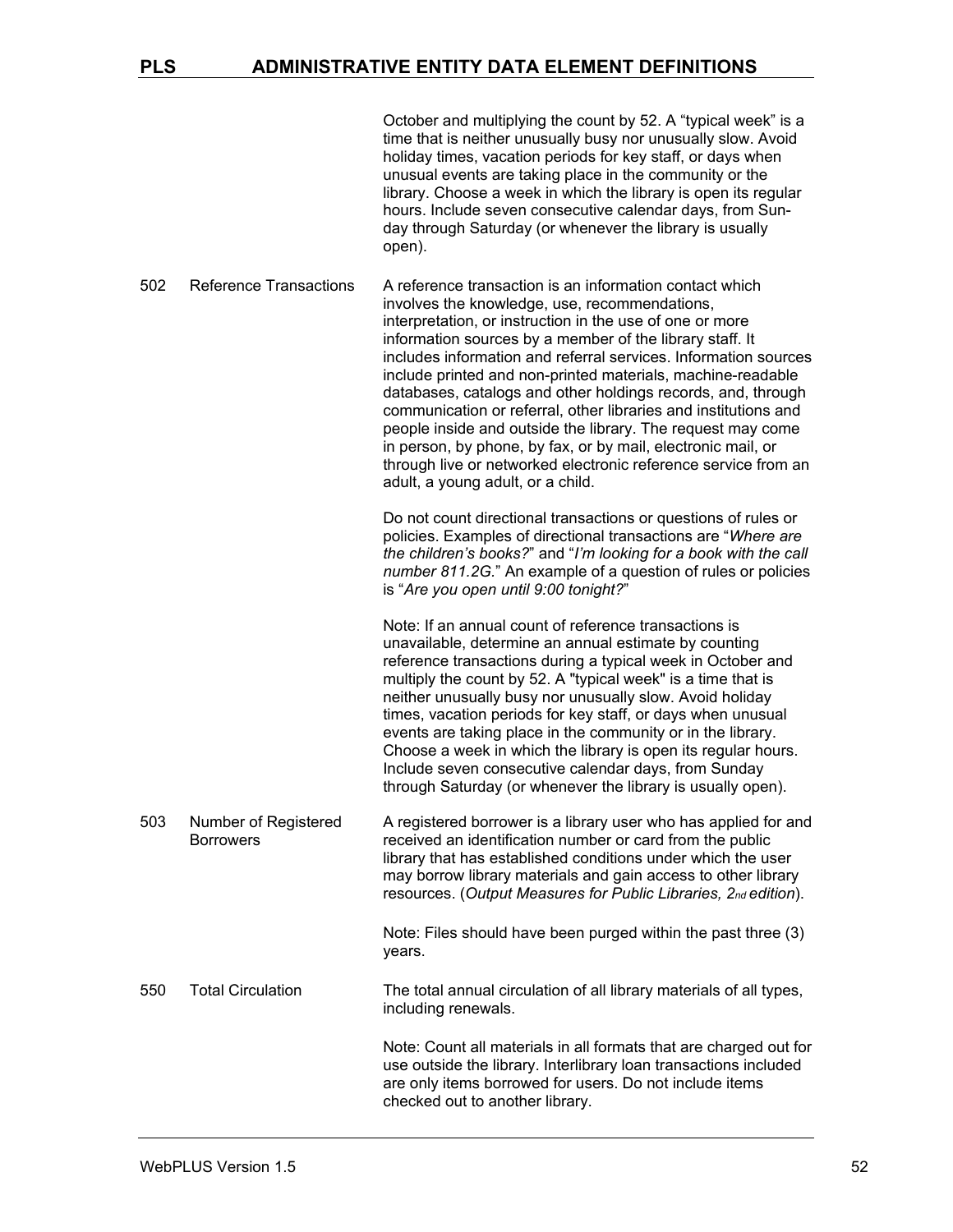October and multiplying the count by 52. A "typical week" is a time that is neither unusually busy nor unusually slow. Avoid holiday times, vacation periods for key staff, or days when unusual events are taking place in the community or the library. Choose a week in which the library is open its regular hours. Include seven consecutive calendar days, from Sunday through Saturday (or whenever the library is usually open).

| | | |
|---|---|---|
| 502 | Reference Transactions | A reference transaction is an information contact which involves the knowledge, use, recommendations, interpretation, or instruction in the use of one or more information sources by a member of the library staff. It includes information and referral services. Information sources include printed and non-printed materials, machine-readable databases, catalogs and other holdings records, and, through communication or referral, other libraries and institutions and people inside and outside the library. The request may come in person, by phone, by fax, or by mail, electronic mail, or through live or networked electronic reference service from an adult, a young adult, or a child.<br><br>Do not count directional transactions or questions of rules or policies. Examples of directional transactions are "*Where are the children's books?*" and "*I'm looking for a book with the call number 811.2G.*" An example of a question of rules or policies is "*Are you open until 9:00 tonight?*"<br><br>Note: If an annual count of reference transactions is unavailable, determine an annual estimate by counting reference transactions during a typical week in October and multiply the count by 52. A "typical week" is a time that is neither unusually busy nor unusually slow. Avoid holiday times, vacation periods for key staff, or days when unusual events are taking place in the community or in the library. Choose a week in which the library is open its regular hours. Include seven consecutive calendar days, from Sunday through Saturday (or whenever the library is usually open). |
| 503 | Number of Registered Borrowers | A registered borrower is a library user who has applied for and received an identification number or card from the public library that has established conditions under which the user may borrow library materials and gain access to other library resources. (*Output Measures for Public Libraries, 2nd edition*).<br><br>Note: Files should have been purged within the past three (3) years. |
| 550 | Total Circulation | The total annual circulation of all library materials of all types, including renewals.<br><br>Note: Count all materials in all formats that are charged out for use outside the library. Interlibrary loan transactions included are only items borrowed for users. Do not include items checked out to another library. |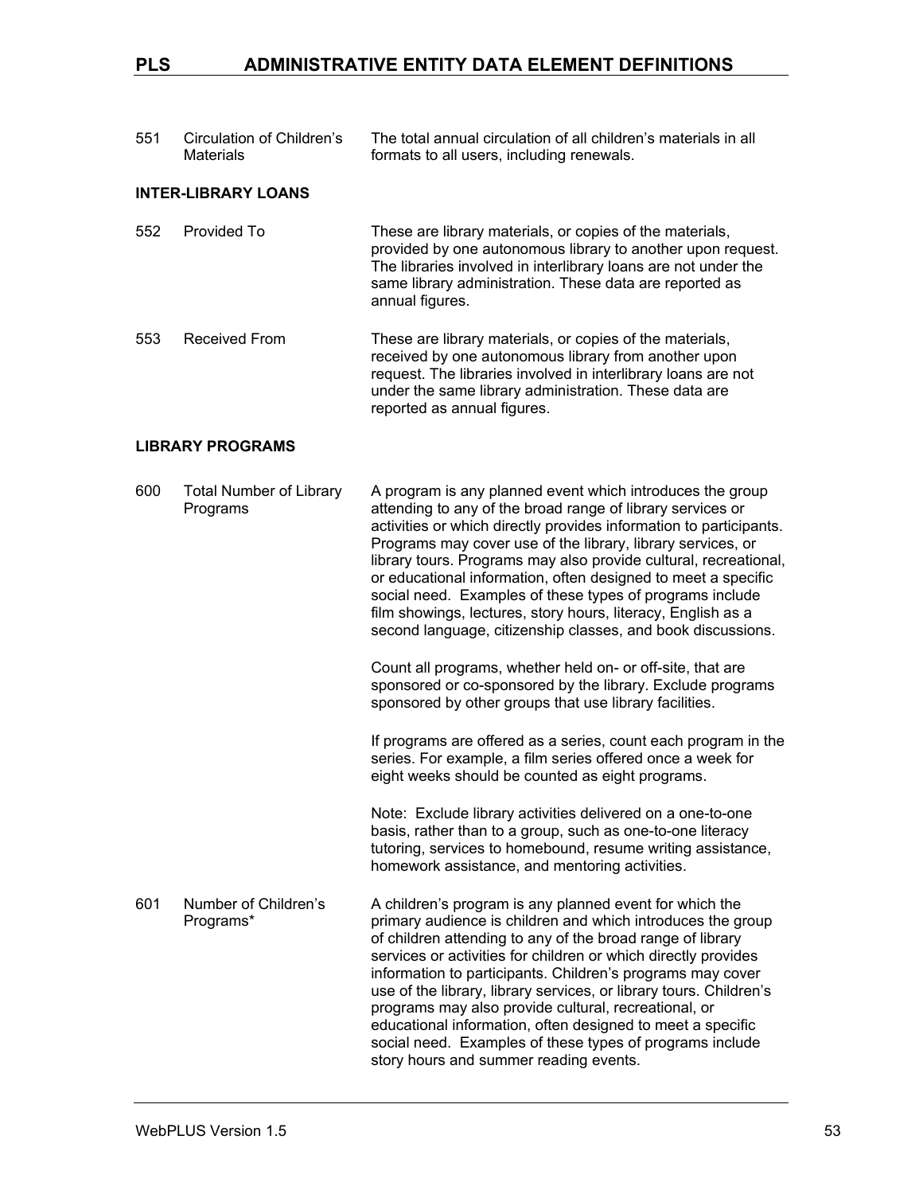| | | |
|---|---|---|
| 551 | Circulation of Children's Materials | The total annual circulation of all children's materials in all formats to all users, including renewals. |

**INTER-LIBRARY LOANS**

| | | |
|---|---|---|
| 552 | Provided To | These are library materials, or copies of the materials, provided by one autonomous library to another upon request. The libraries involved in interlibrary loans are not under the same library administration. These data are reported as annual figures. |
| 553 | Received From | These are library materials, or copies of the materials, received by one autonomous library from another upon request. The libraries involved in interlibrary loans are not under the same library administration. These data are reported as annual figures. |

**LIBRARY PROGRAMS**

| | | |
|---|---|---|
| 600 | Total Number of Library Programs | A program is any planned event which introduces the group attending to any of the broad range of library services or activities or which directly provides information to participants. Programs may cover use of the library, library services, or library tours. Programs may also provide cultural, recreational, or educational information, often designed to meet a specific social need. Examples of these types of programs include film showings, lectures, story hours, literacy, English as a second language, citizenship classes, and book discussions.<br><br>Count all programs, whether held on- or off-site, that are sponsored or co-sponsored by the library. Exclude programs sponsored by other groups that use library facilities.<br><br>If programs are offered as a series, count each program in the series. For example, a film series offered once a week for eight weeks should be counted as eight programs.<br><br>Note: Exclude library activities delivered on a one-to-one basis, rather than to a group, such as one-to-one literacy tutoring, services to homebound, resume writing assistance, homework assistance, and mentoring activities. |
| 601 | Number of Children's Programs* | A children's program is any planned event for which the primary audience is children and which introduces the group of children attending to any of the broad range of library services or activities for children or which directly provides information to participants. Children's programs may cover use of the library, library services, or library tours. Children's programs may also provide cultural, recreational, or educational information, often designed to meet a specific social need. Examples of these types of programs include story hours and summer reading events. |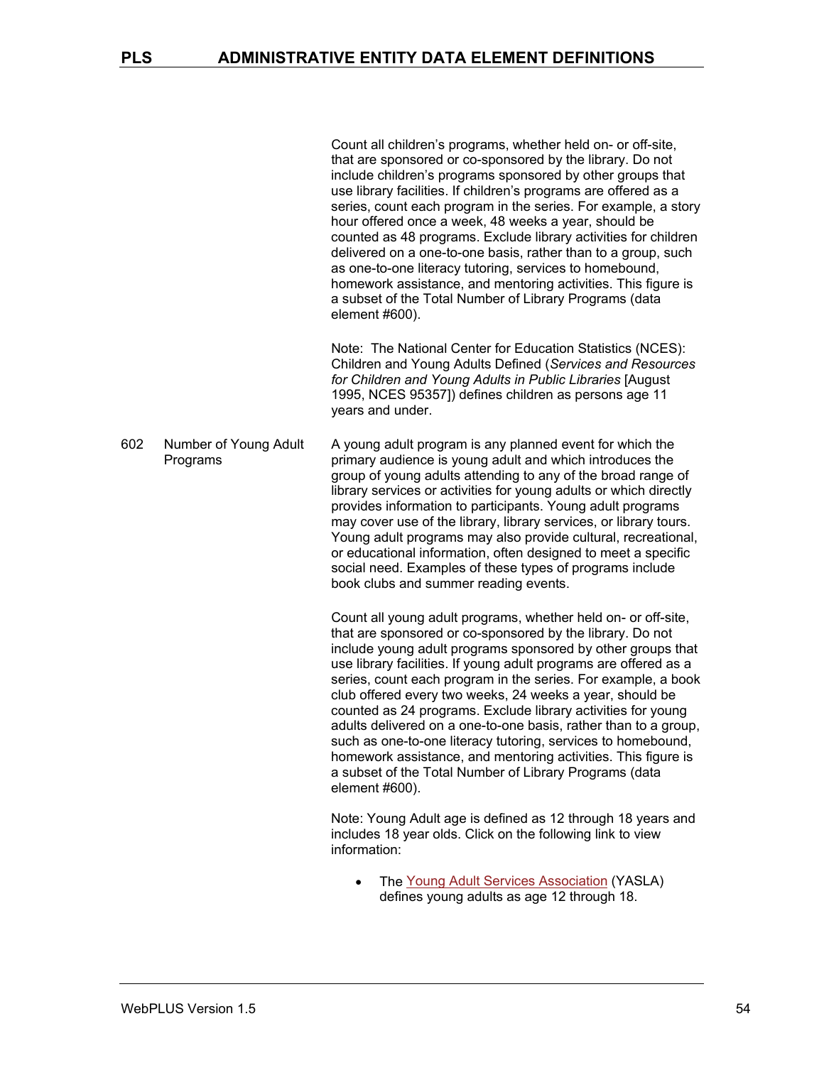Count all children's programs, whether held on- or off-site, that are sponsored or co-sponsored by the library. Do not include children's programs sponsored by other groups that use library facilities. If children's programs are offered as a series, count each program in the series. For example, a story hour offered once a week, 48 weeks a year, should be counted as 48 programs. Exclude library activities for children delivered on a one-to-one basis, rather than to a group, such as one-to-one literacy tutoring, services to homebound, homework assistance, and mentoring activities. This figure is a subset of the Total Number of Library Programs (data element #600).

Note: The National Center for Education Statistics (NCES): Children and Young Adults Defined (*Services and Resources for Children and Young Adults in Public Libraries* [August 1995, NCES 95357]) defines children as persons age 11 years and under.

**602 Number of Young Adult Programs**

A young adult program is any planned event for which the primary audience is young adult and which introduces the group of young adults attending to any of the broad range of library services or activities for young adults or which directly provides information to participants. Young adult programs may cover use of the library, library services, or library tours. Young adult programs may also provide cultural, recreational, or educational information, often designed to meet a specific social need. Examples of these types of programs include book clubs and summer reading events.

Count all young adult programs, whether held on- or off-site, that are sponsored or co-sponsored by the library. Do not include young adult programs sponsored by other groups that use library facilities. If young adult programs are offered as a series, count each program in the series. For example, a book club offered every two weeks, 24 weeks a year, should be counted as 24 programs. Exclude library activities for young adults delivered on a one-to-one basis, rather than to a group, such as one-to-one literacy tutoring, services to homebound, homework assistance, and mentoring activities. This figure is a subset of the Total Number of Library Programs (data element #600).

Note: Young Adult age is defined as 12 through 18 years and includes 18 year olds. Click on the following link to view information:

- The Young Adult Services Association (YASLA) defines young adults as age 12 through 18.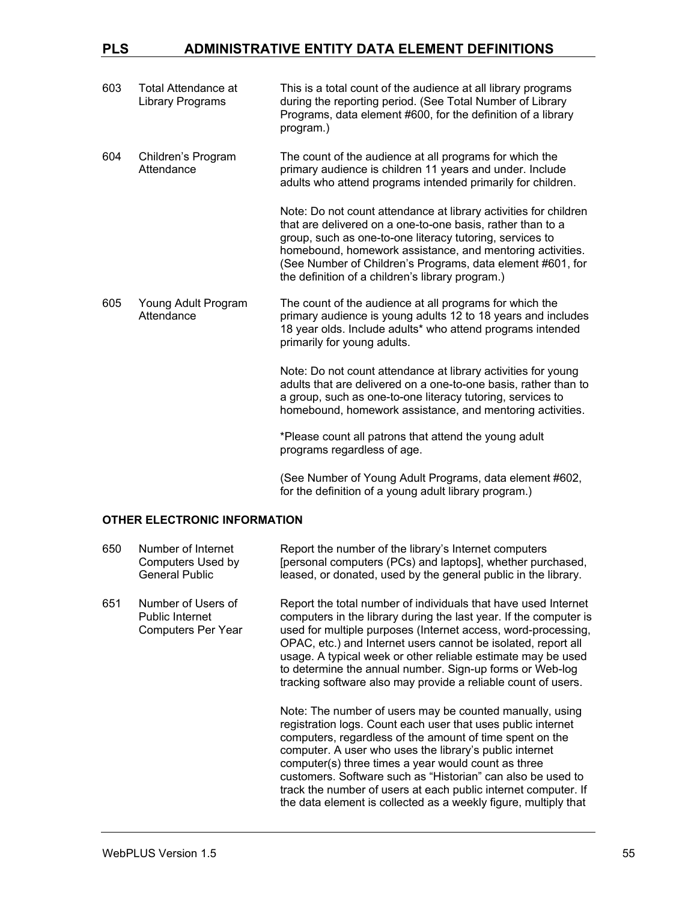| | | |
|---|---|---|
| 603 | Total Attendance at Library Programs | This is a total count of the audience at all library programs during the reporting period. (See Total Number of Library Programs, data element #600, for the definition of a library program.) |
| 604 | Children's Program Attendance | The count of the audience at all programs for which the primary audience is children 11 years and under. Include adults who attend programs intended primarily for children.<br><br>Note: Do not count attendance at library activities for children that are delivered on a one-to-one basis, rather than to a group, such as one-to-one literacy tutoring, services to homebound, homework assistance, and mentoring activities. (See Number of Children's Programs, data element #601, for the definition of a children's library program.) |
| 605 | Young Adult Program Attendance | The count of the audience at all programs for which the primary audience is young adults 12 to 18 years and includes 18 year olds. Include adults* who attend programs intended primarily for young adults.<br><br>Note: Do not count attendance at library activities for young adults that are delivered on a one-to-one basis, rather than to a group, such as one-to-one literacy tutoring, services to homebound, homework assistance, and mentoring activities.<br><br>*Please count all patrons that attend the young adult programs regardless of age.<br><br>(See Number of Young Adult Programs, data element #602, for the definition of a young adult library program.) |

## OTHER ELECTRONIC INFORMATION

| | | |
|---|---|---|
| 650 | Number of Internet Computers Used by General Public | Report the number of the library's Internet computers [personal computers (PCs) and laptops], whether purchased, leased, or donated, used by the general public in the library. |
| 651 | Number of Users of Public Internet Computers Per Year | Report the total number of individuals that have used Internet computers in the library during the last year. If the computer is used for multiple purposes (Internet access, word-processing, OPAC, etc.) and Internet users cannot be isolated, report all usage. A typical week or other reliable estimate may be used to determine the annual number. Sign-up forms or Web-log tracking software also may provide a reliable count of users.<br><br>Note: The number of users may be counted manually, using registration logs. Count each user that uses public internet computers, regardless of the amount of time spent on the computer. A user who uses the library's public internet computer(s) three times a year would count as three customers. Software such as "Historian" can also be used to track the number of users at each public internet computer. If the data element is collected as a weekly figure, multiply that |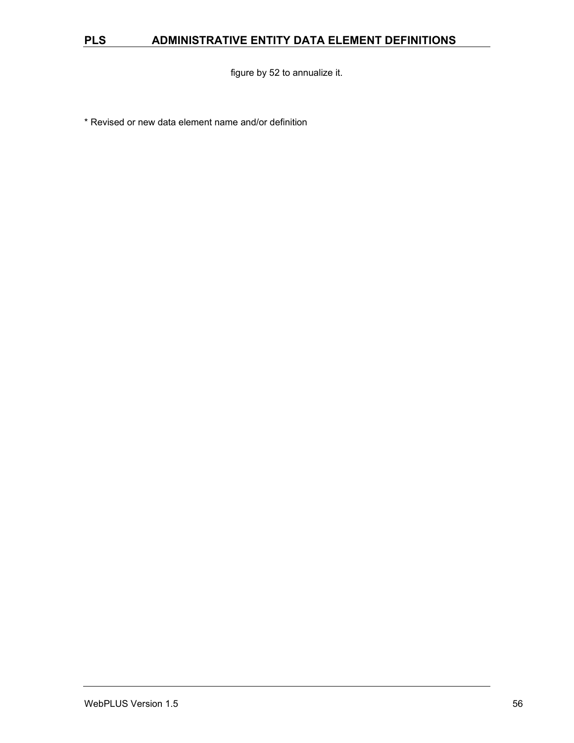figure by 52 to annualize it.

* Revised or new data element name and/or definition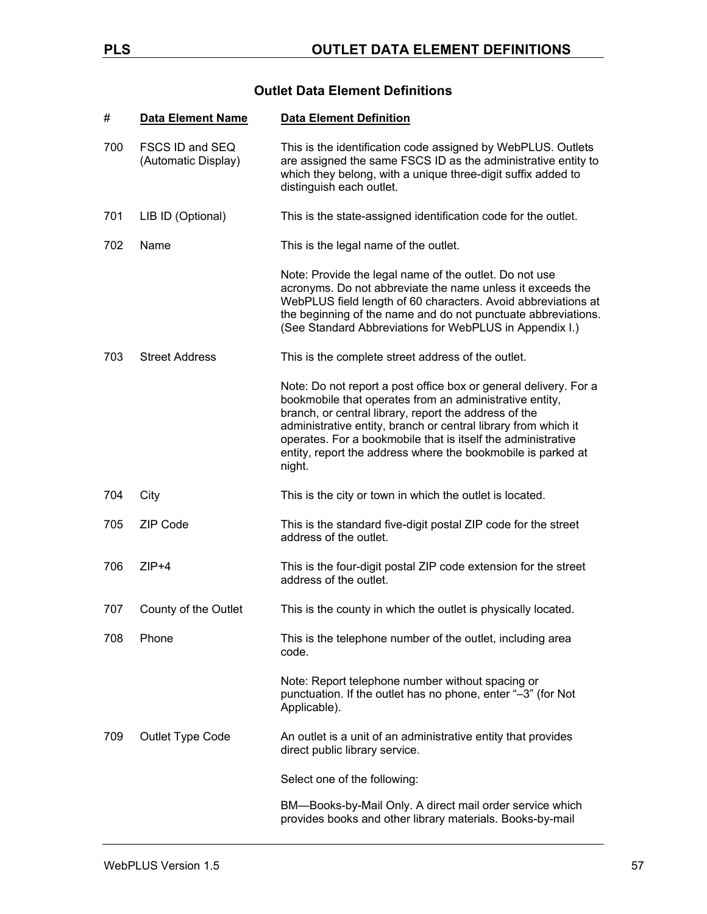## Outlet Data Element Definitions

| # | Data Element Name | Data Element Definition |
|---|---|---|
| 700 | FSCS ID and SEQ (Automatic Display) | This is the identification code assigned by WebPLUS. Outlets are assigned the same FSCS ID as the administrative entity to which they belong, with a unique three-digit suffix added to distinguish each outlet. |
| 701 | LIB ID (Optional) | This is the state-assigned identification code for the outlet. |
| 702 | Name | This is the legal name of the outlet.<br><br>Note: Provide the legal name of the outlet. Do not use acronyms. Do not abbreviate the name unless it exceeds the WebPLUS field length of 60 characters. Avoid abbreviations at the beginning of the name and do not punctuate abbreviations. (See Standard Abbreviations for WebPLUS in Appendix I.) |
| 703 | Street Address | This is the complete street address of the outlet.<br><br>Note: Do not report a post office box or general delivery. For a bookmobile that operates from an administrative entity, branch, or central library, report the address of the administrative entity, branch or central library from which it operates. For a bookmobile that is itself the administrative entity, report the address where the bookmobile is parked at night. |
| 704 | City | This is the city or town in which the outlet is located. |
| 705 | ZIP Code | This is the standard five-digit postal ZIP code for the street address of the outlet. |
| 706 | ZIP+4 | This is the four-digit postal ZIP code extension for the street address of the outlet. |
| 707 | County of the Outlet | This is the county in which the outlet is physically located. |
| 708 | Phone | This is the telephone number of the outlet, including area code.<br><br>Note: Report telephone number without spacing or punctuation. If the outlet has no phone, enter "–3" (for Not Applicable). |
| 709 | Outlet Type Code | An outlet is a unit of an administrative entity that provides direct public library service.<br><br>Select one of the following:<br><br>BM—Books-by-Mail Only. A direct mail order service which provides books and other library materials. Books-by-mail |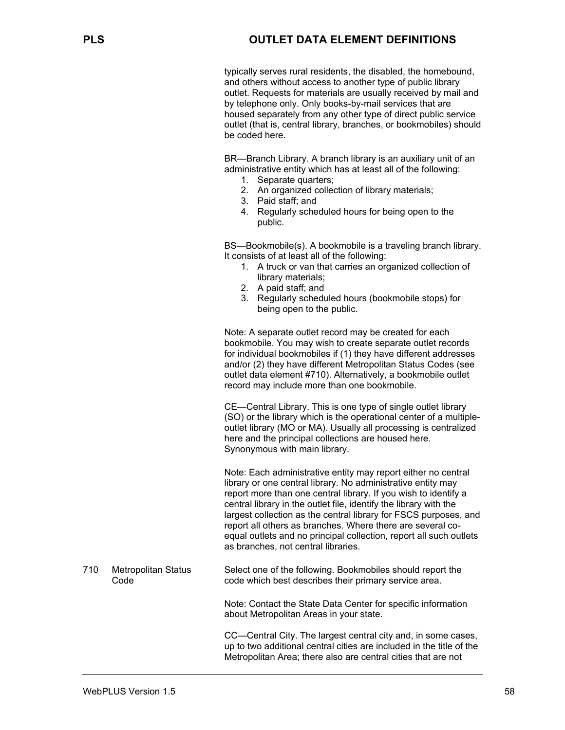typically serves rural residents, the disabled, the homebound, and others without access to another type of public library outlet. Requests for materials are usually received by mail and by telephone only. Only books-by-mail services that are housed separately from any other type of direct public service outlet (that is, central library, branches, or bookmobiles) should be coded here.

BR—Branch Library. A branch library is an auxiliary unit of an administrative entity which has at least all of the following:

1. Separate quarters;
2. An organized collection of library materials;
3. Paid staff; and
4. Regularly scheduled hours for being open to the public.

BS—Bookmobile(s). A bookmobile is a traveling branch library. It consists of at least all of the following:

1. A truck or van that carries an organized collection of library materials;
2. A paid staff; and
3. Regularly scheduled hours (bookmobile stops) for being open to the public.

Note: A separate outlet record may be created for each bookmobile. You may wish to create separate outlet records for individual bookmobiles if (1) they have different addresses and/or (2) they have different Metropolitan Status Codes (see outlet data element #710). Alternatively, a bookmobile outlet record may include more than one bookmobile.

CE—Central Library. This is one type of single outlet library (SO) or the library which is the operational center of a multiple-outlet library (MO or MA). Usually all processing is centralized here and the principal collections are housed here. Synonymous with main library.

Note: Each administrative entity may report either no central library or one central library. No administrative entity may report more than one central library. If you wish to identify a central library in the outlet file, identify the library with the largest collection as the central library for FSCS purposes, and report all others as branches. Where there are several co-equal outlets and no principal collection, report all such outlets as branches, not central libraries.

**710 Metropolitan Status Code**

Select one of the following. Bookmobiles should report the code which best describes their primary service area.

Note: Contact the State Data Center for specific information about Metropolitan Areas in your state.

CC—Central City. The largest central city and, in some cases, up to two additional central cities are included in the title of the Metropolitan Area; there also are central cities that are not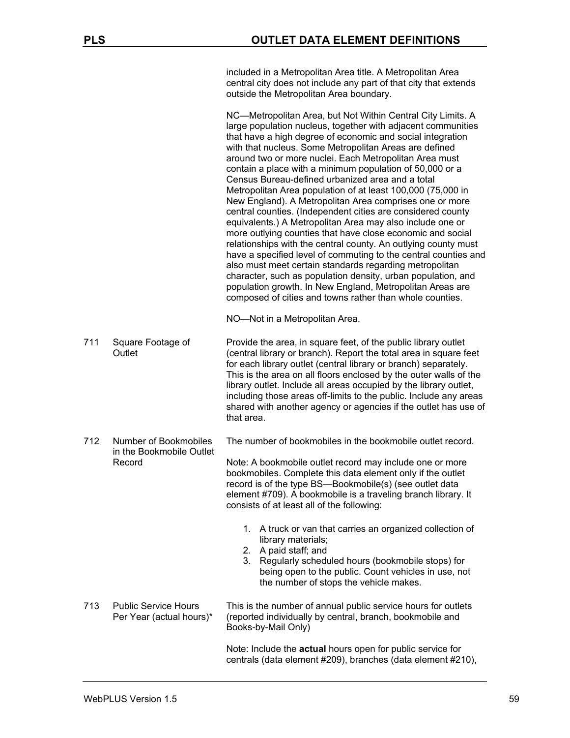included in a Metropolitan Area title. A Metropolitan Area central city does not include any part of that city that extends outside the Metropolitan Area boundary.

NC—Metropolitan Area, but Not Within Central City Limits. A large population nucleus, together with adjacent communities that have a high degree of economic and social integration with that nucleus. Some Metropolitan Areas are defined around two or more nuclei. Each Metropolitan Area must contain a place with a minimum population of 50,000 or a Census Bureau-defined urbanized area and a total Metropolitan Area population of at least 100,000 (75,000 in New England). A Metropolitan Area comprises one or more central counties. (Independent cities are considered county equivalents.) A Metropolitan Area may also include one or more outlying counties that have close economic and social relationships with the central county. An outlying county must have a specified level of commuting to the central counties and also must meet certain standards regarding metropolitan character, such as population density, urban population, and population growth. In New England, Metropolitan Areas are composed of cities and towns rather than whole counties.

NO—Not in a Metropolitan Area.

| | | |
|---|---|---|
| 711 | Square Footage of Outlet | Provide the area, in square feet, of the public library outlet (central library or branch). Report the total area in square feet for each library outlet (central library or branch) separately. This is the area on all floors enclosed by the outer walls of the library outlet. Include all areas occupied by the library outlet, including those areas off-limits to the public. Include any areas shared with another agency or agencies if the outlet has use of that area. |
| 712 | Number of Bookmobiles in the Bookmobile Outlet Record | The number of bookmobiles in the bookmobile outlet record.<br><br>Note: A bookmobile outlet record may include one or more bookmobiles. Complete this data element only if the outlet record is of the type BS—Bookmobile(s) (see outlet data element #709). A bookmobile is a traveling branch library. It consists of at least all of the following:<br><br>1. A truck or van that carries an organized collection of library materials;<br>2. A paid staff; and<br>3. Regularly scheduled hours (bookmobile stops) for being open to the public. Count vehicles in use, not the number of stops the vehicle makes. |
| 713 | Public Service Hours Per Year (actual hours)* | This is the number of annual public service hours for outlets (reported individually by central, branch, bookmobile and Books-by-Mail Only)<br><br>Note: Include the **actual** hours open for public service for centrals (data element #209), branches (data element #210), |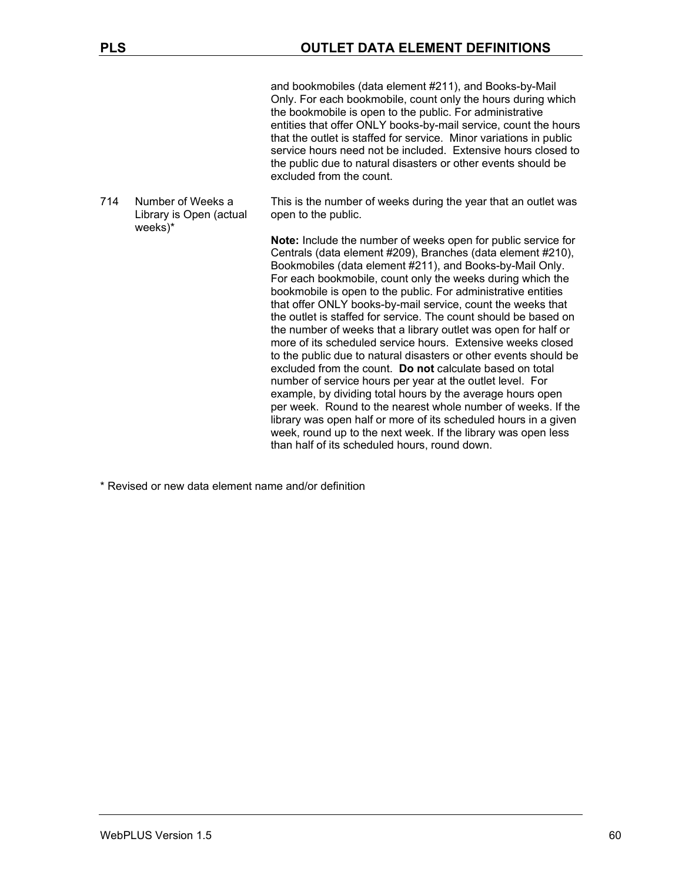| | | |
|---|---|---|
| | | and bookmobiles (data element #211), and Books-by-Mail Only. For each bookmobile, count only the hours during which the bookmobile is open to the public. For administrative entities that offer ONLY books-by-mail service, count the hours that the outlet is staffed for service. Minor variations in public service hours need not be included. Extensive hours closed to the public due to natural disasters or other events should be excluded from the count. |
| 714 | Number of Weeks a Library is Open (actual weeks)* | This is the number of weeks during the year that an outlet was open to the public.<br><br>**Note:** Include the number of weeks open for public service for Centrals (data element #209), Branches (data element #210), Bookmobiles (data element #211), and Books-by-Mail Only. For each bookmobile, count only the weeks during which the bookmobile is open to the public. For administrative entities that offer ONLY books-by-mail service, count the weeks that the outlet is staffed for service. The count should be based on the number of weeks that a library outlet was open for half or more of its scheduled service hours. Extensive weeks closed to the public due to natural disasters or other events should be excluded from the count. **Do not** calculate based on total number of service hours per year at the outlet level. For example, by dividing total hours by the average hours open per week. Round to the nearest whole number of weeks. If the library was open half or more of its scheduled hours in a given week, round up to the next week. If the library was open less than half of its scheduled hours, round down. |

* Revised or new data element name and/or definition